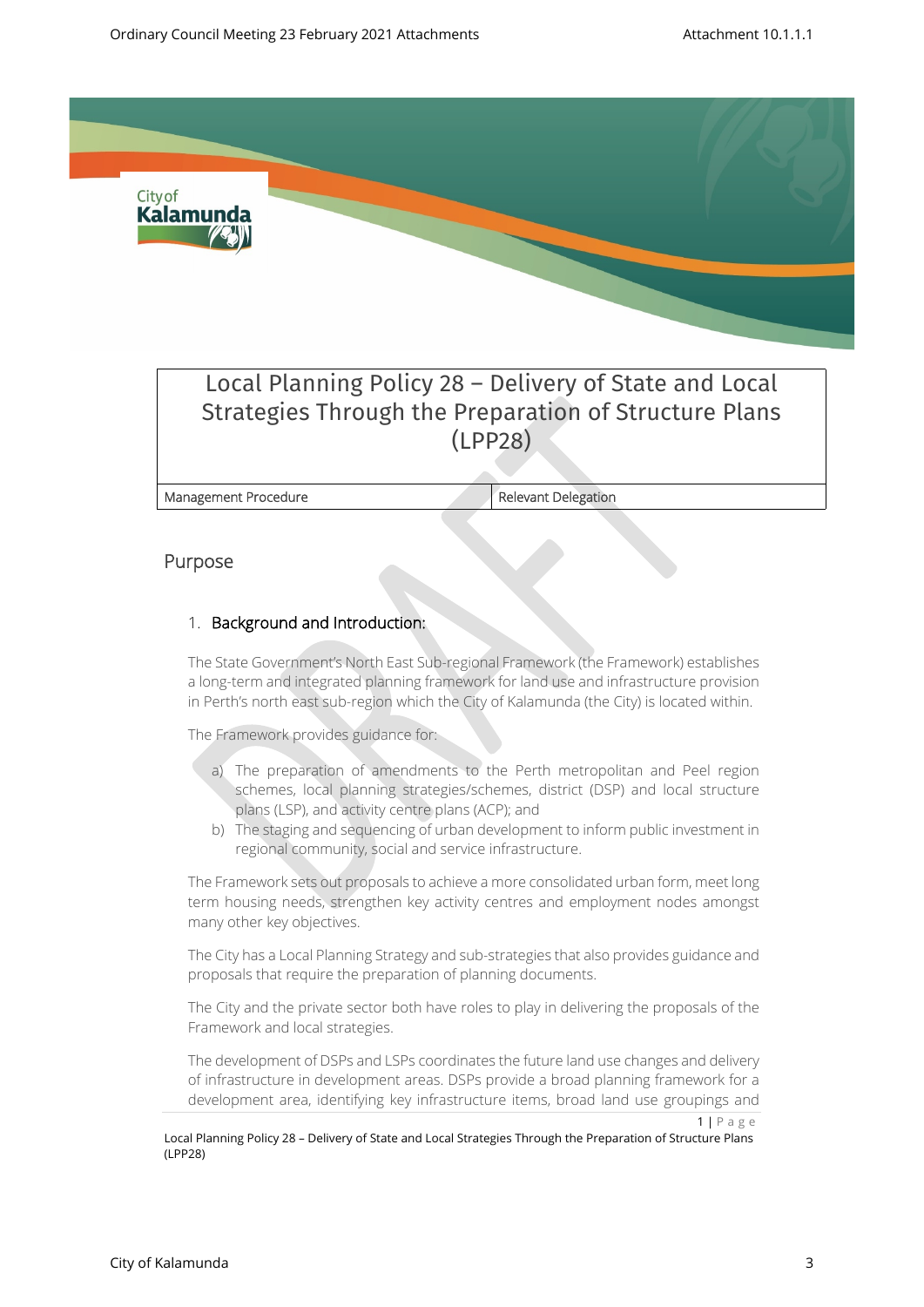# Local Planning Policy 28 – Delivery of State and Local Strategies Through the Preparation of Structure Plans (LPP28)

| Management Procedure | Relevant Delegation |
| --- | --- |

## Purpose

### 1. Background and Introduction:

The State Government's North East Sub-regional Framework (the Framework) establishes a long-term and integrated planning framework for land use and infrastructure provision in Perth's north east sub-region which the City of Kalamunda (the City) is located within.

The Framework provides guidance for:

a) The preparation of amendments to the Perth metropolitan and Peel region schemes, local planning strategies/schemes, district (DSP) and local structure plans (LSP), and activity centre plans (ACP); and
b) The staging and sequencing of urban development to inform public investment in regional community, social and service infrastructure.

The Framework sets out proposals to achieve a more consolidated urban form, meet long term housing needs, strengthen key activity centres and employment nodes amongst many other key objectives.

The City has a Local Planning Strategy and sub-strategies that also provides guidance and proposals that require the preparation of planning documents.

The City and the private sector both have roles to play in delivering the proposals of the Framework and local strategies.

The development of DSPs and LSPs coordinates the future land use changes and delivery of infrastructure in development areas. DSPs provide a broad planning framework for a development area, identifying key infrastructure items, broad land use groupings and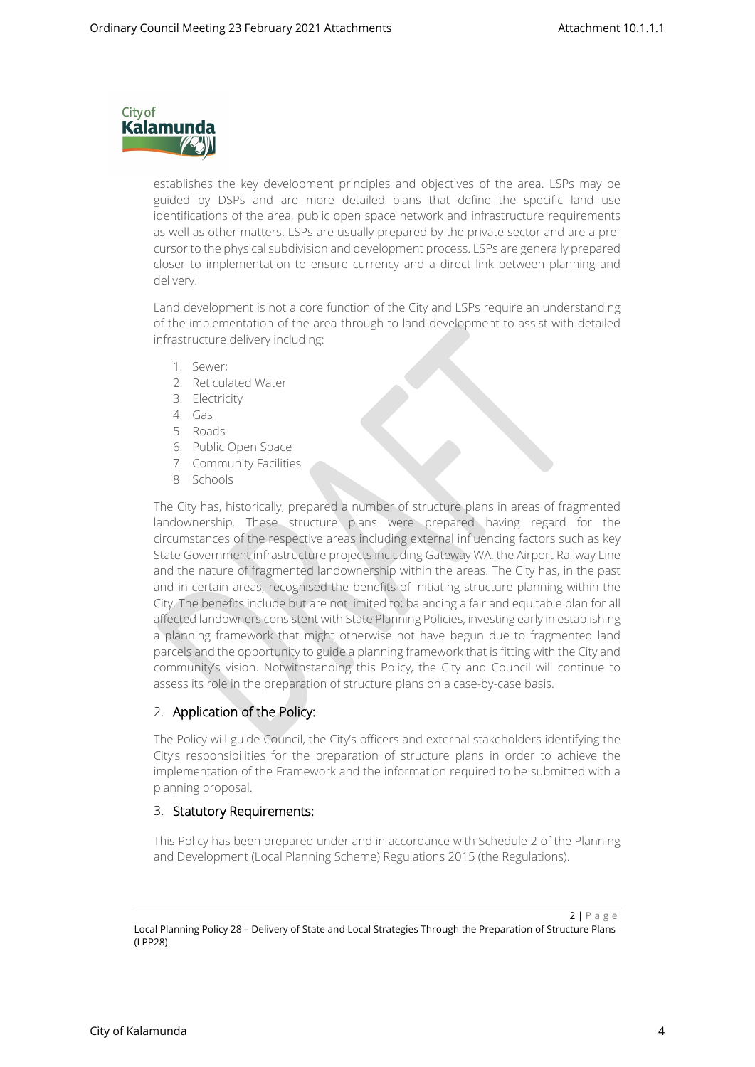establishes the key development principles and objectives of the area. LSPs may be guided by DSPs and are more detailed plans that define the specific land use identifications of the area, public open space network and infrastructure requirements as well as other matters. LSPs are usually prepared by the private sector and are a pre-cursor to the physical subdivision and development process. LSPs are generally prepared closer to implementation to ensure currency and a direct link between planning and delivery.

Land development is not a core function of the City and LSPs require an understanding of the implementation of the area through to land development to assist with detailed infrastructure delivery including:

1. Sewer;
2. Reticulated Water
3. Electricity
4. Gas
5. Roads
6. Public Open Space
7. Community Facilities
8. Schools

The City has, historically, prepared a number of structure plans in areas of fragmented landownership. These structure plans were prepared having regard for the circumstances of the respective areas including external influencing factors such as key State Government infrastructure projects including Gateway WA, the Airport Railway Line and the nature of fragmented landownership within the areas. The City has, in the past and in certain areas, recognised the benefits of initiating structure planning within the City. The benefits include but are not limited to; balancing a fair and equitable plan for all affected landowners consistent with State Planning Policies, investing early in establishing a planning framework that might otherwise not have begun due to fragmented land parcels and the opportunity to guide a planning framework that is fitting with the City and community's vision. Notwithstanding this Policy, the City and Council will continue to assess its role in the preparation of structure plans on a case-by-case basis.

## 2. Application of the Policy:

The Policy will guide Council, the City's officers and external stakeholders identifying the City's responsibilities for the preparation of structure plans in order to achieve the implementation of the Framework and the information required to be submitted with a planning proposal.

## 3. Statutory Requirements:

This Policy has been prepared under and in accordance with Schedule 2 of the Planning and Development (Local Planning Scheme) Regulations 2015 (the Regulations).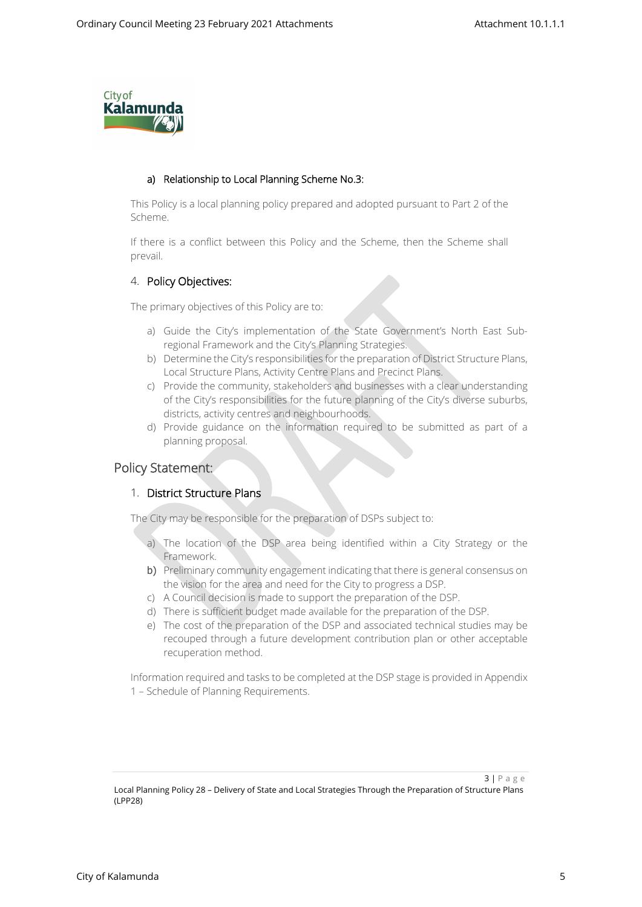### a) Relationship to Local Planning Scheme No.3:

This Policy is a local planning policy prepared and adopted pursuant to Part 2 of the Scheme.

If there is a conflict between this Policy and the Scheme, then the Scheme shall prevail.

### 4. Policy Objectives:

The primary objectives of this Policy are to:

a) Guide the City's implementation of the State Government's North East Sub-regional Framework and the City's Planning Strategies.
b) Determine the City's responsibilities for the preparation of District Structure Plans, Local Structure Plans, Activity Centre Plans and Precinct Plans.
c) Provide the community, stakeholders and businesses with a clear understanding of the City's responsibilities for the future planning of the City's diverse suburbs, districts, activity centres and neighbourhoods.
d) Provide guidance on the information required to be submitted as part of a planning proposal.

## Policy Statement:

### 1. District Structure Plans

The City may be responsible for the preparation of DSPs subject to:

a) The location of the DSP area being identified within a City Strategy or the Framework.
b) Preliminary community engagement indicating that there is general consensus on the vision for the area and need for the City to progress a DSP.
c) A Council decision is made to support the preparation of the DSP.
d) There is sufficient budget made available for the preparation of the DSP.
e) The cost of the preparation of the DSP and associated technical studies may be recouped through a future development contribution plan or other acceptable recuperation method.

Information required and tasks to be completed at the DSP stage is provided in Appendix 1 – Schedule of Planning Requirements.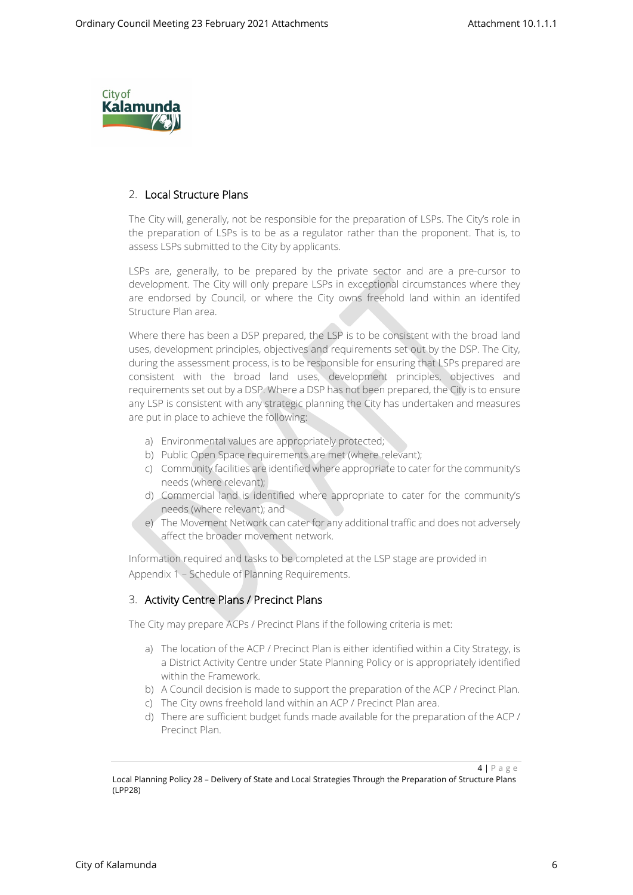## 2. Local Structure Plans

The City will, generally, not be responsible for the preparation of LSPs. The City's role in the preparation of LSPs is to be as a regulator rather than the proponent. That is, to assess LSPs submitted to the City by applicants.

LSPs are, generally, to be prepared by the private sector and are a pre-cursor to development. The City will only prepare LSPs in exceptional circumstances where they are endorsed by Council, or where the City owns freehold land within an identifed Structure Plan area.

Where there has been a DSP prepared, the LSP is to be consistent with the broad land uses, development principles, objectives and requirements set out by the DSP. The City, during the assessment process, is to be responsible for ensuring that LSPs prepared are consistent with the broad land uses, development principles, objectives and requirements set out by a DSP. Where a DSP has not been prepared, the City is to ensure any LSP is consistent with any strategic planning the City has undertaken and measures are put in place to achieve the following:

a) Environmental values are appropriately protected;
b) Public Open Space requirements are met (where relevant);
c) Community facilities are identified where appropriate to cater for the community's needs (where relevant);
d) Commercial land is identified where appropriate to cater for the community's needs (where relevant); and
e) The Movement Network can cater for any additional traffic and does not adversely affect the broader movement network.

Information required and tasks to be completed at the LSP stage are provided in Appendix 1 – Schedule of Planning Requirements.

## 3. Activity Centre Plans / Precinct Plans

The City may prepare ACPs / Precinct Plans if the following criteria is met:

a) The location of the ACP / Precinct Plan is either identified within a City Strategy, is a District Activity Centre under State Planning Policy or is appropriately identified within the Framework.
b) A Council decision is made to support the preparation of the ACP / Precinct Plan.
c) The City owns freehold land within an ACP / Precinct Plan area.
d) There are sufficient budget funds made available for the preparation of the ACP / Precinct Plan.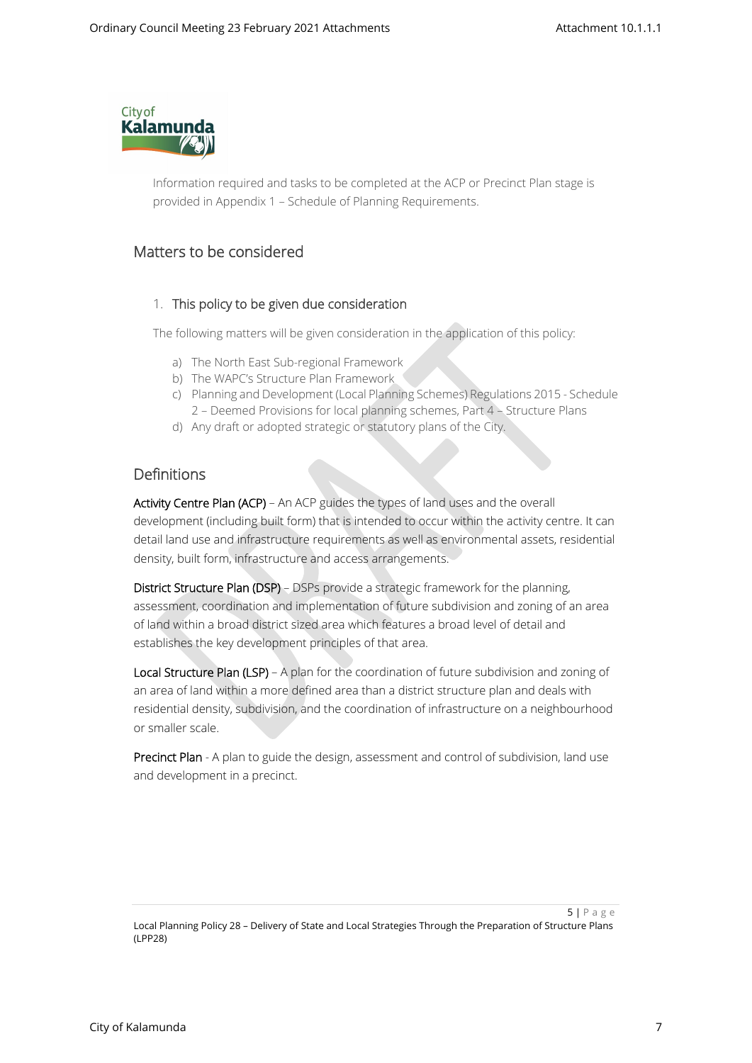Information required and tasks to be completed at the ACP or Precinct Plan stage is provided in Appendix 1 – Schedule of Planning Requirements.

## Matters to be considered

### 1. This policy to be given due consideration

The following matters will be given consideration in the application of this policy:

a) The North East Sub-regional Framework
b) The WAPC's Structure Plan Framework
c) Planning and Development (Local Planning Schemes) Regulations 2015 - Schedule 2 – Deemed Provisions for local planning schemes, Part 4 – Structure Plans
d) Any draft or adopted strategic or statutory plans of the City.

## Definitions

**Activity Centre Plan (ACP)** – An ACP guides the types of land uses and the overall development (including built form) that is intended to occur within the activity centre. It can detail land use and infrastructure requirements as well as environmental assets, residential density, built form, infrastructure and access arrangements.

**District Structure Plan (DSP)** – DSPs provide a strategic framework for the planning, assessment, coordination and implementation of future subdivision and zoning of an area of land within a broad district sized area which features a broad level of detail and establishes the key development principles of that area.

**Local Structure Plan (LSP)** – A plan for the coordination of future subdivision and zoning of an area of land within a more defined area than a district structure plan and deals with residential density, subdivision, and the coordination of infrastructure on a neighbourhood or smaller scale.

**Precinct Plan** - A plan to guide the design, assessment and control of subdivision, land use and development in a precinct.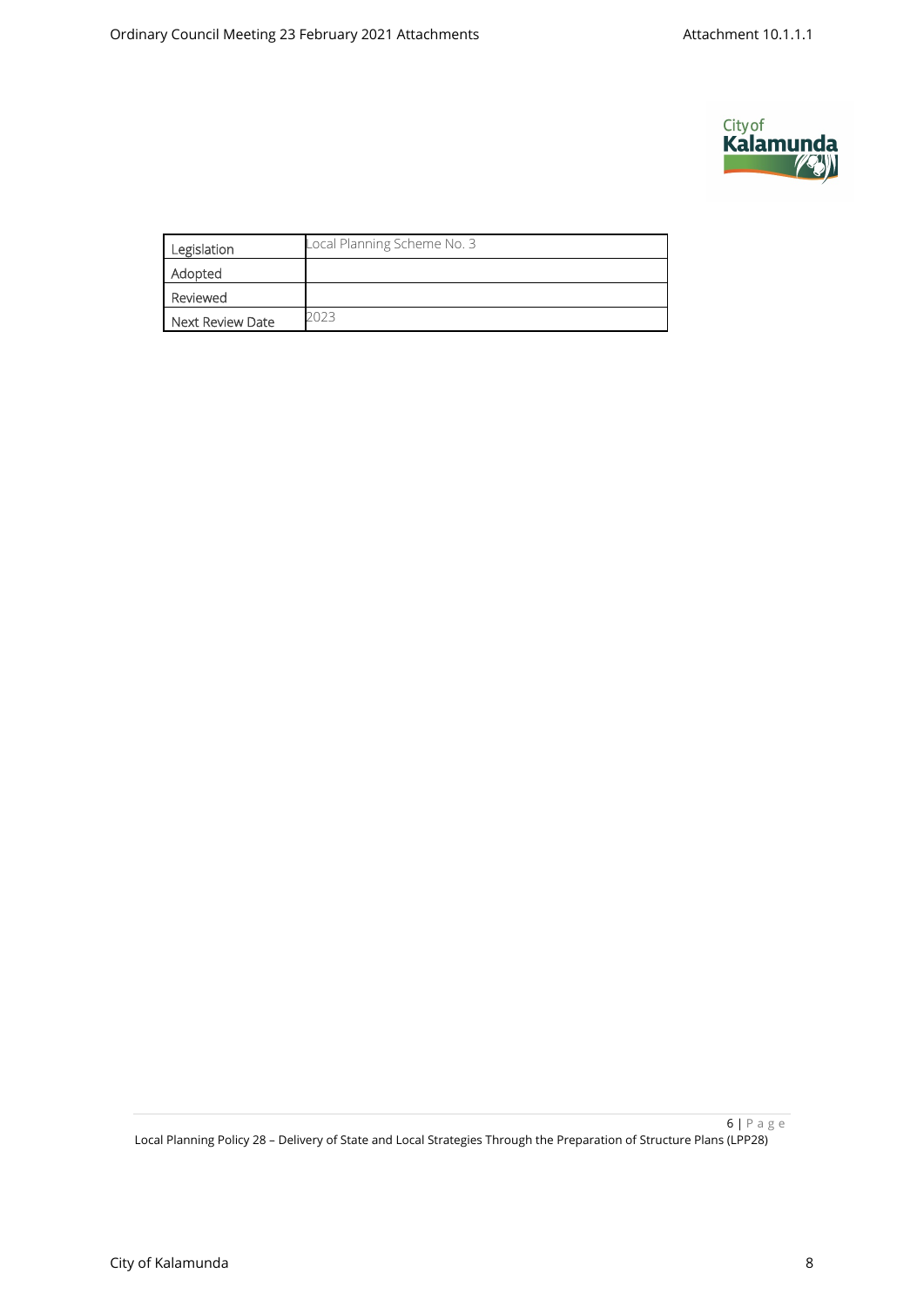| Legislation | Local Planning Scheme No. 3 |
|---|---|
| Adopted | |
| Reviewed | |
| Next Review Date | 2023 |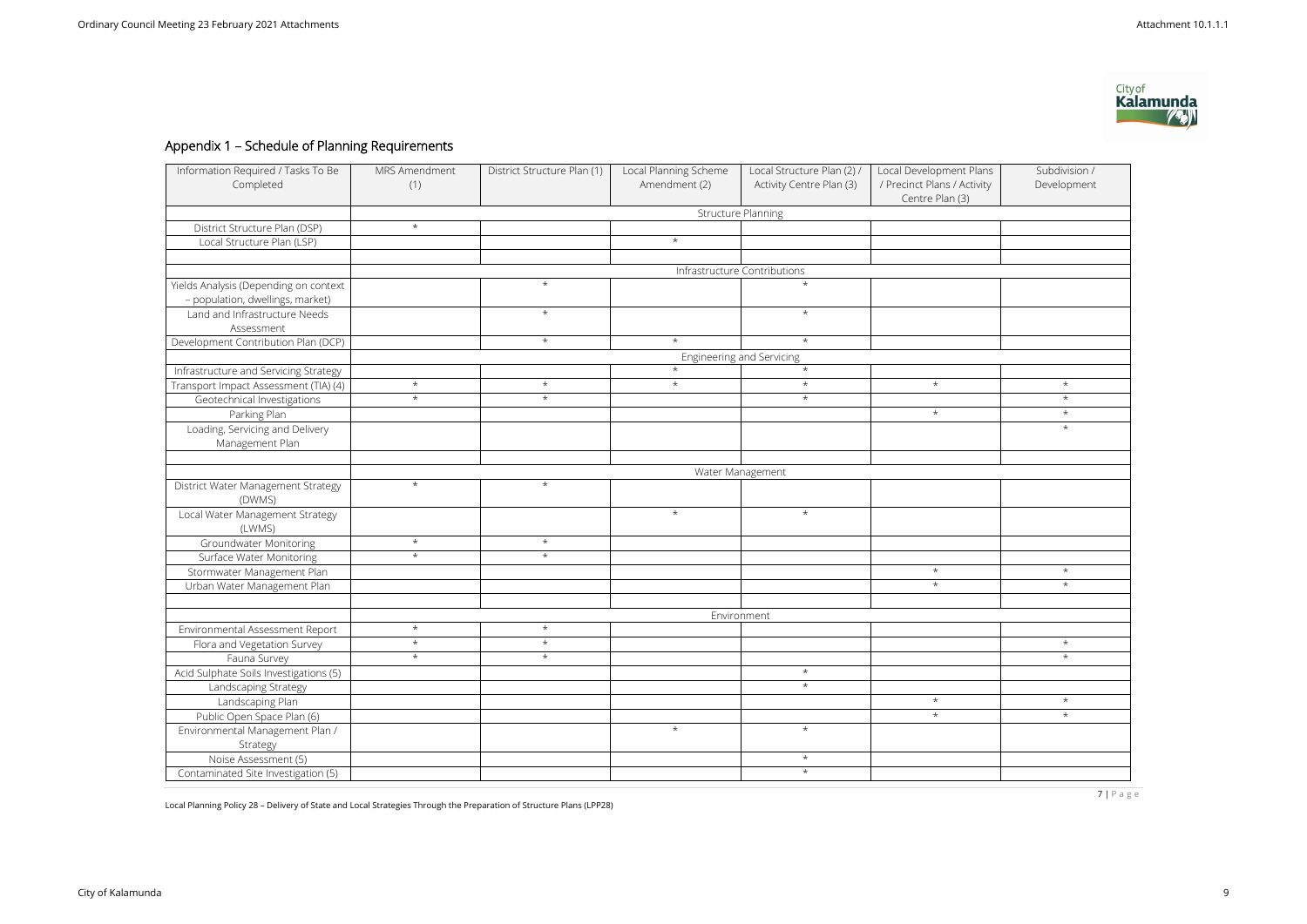## Appendix 1 – Schedule of Planning Requirements

| Information Required / Tasks To Be Completed | MRS Amendment (1) | District Structure Plan (1) | Local Planning Scheme Amendment (2) | Local Structure Plan (2) / Activity Centre Plan (3) | Local Development Plans / Precinct Plans / Activity Centre Plan (3) | Subdivision / Development |
|---|---|---|---|---|---|---|
| | Structure Planning | | | | | |
| District Structure Plan (DSP) | * | | | | | |
| Local Structure Plan (LSP) | | | * | | | |
| | | | | | | |
| | Infrastructure Contributions | | | | | |
| Yields Analysis (Depending on context – population, dwellings, market) | | * | | * | | |
| Land and Infrastructure Needs Assessment | | * | | * | | |
| Development Contribution Plan (DCP) | | * | * | * | | |
| | Engineering and Servicing | | | | | |
| Infrastructure and Servicing Strategy | | | * | * | | |
| Transport Impact Assessment (TIA) (4) | * | * | * | * | * | * |
| Geotechnical Investigations | * | * | | * | | * |
| Parking Plan | | | | | * | * |
| Loading, Servicing and Delivery Management Plan | | | | | | * |
| | | | | | | |
| | Water Management | | | | | |
| District Water Management Strategy (DWMS) | * | * | | | | |
| Local Water Management Strategy (LWMS) | | | * | * | | |
| Groundwater Monitoring | * | * | | | | |
| Surface Water Monitoring | * | * | | | | |
| Stormwater Management Plan | | | | | * | * |
| Urban Water Management Plan | | | | | * | * |
| | | | | | | |
| | Environment | | | | | |
| Environmental Assessment Report | * | * | | | | |
| Flora and Vegetation Survey | * | * | | | | * |
| Fauna Survey | * | * | | | | * |
| Acid Sulphate Soils Investigations (5) | | | | * | | |
| Landscaping Strategy | | | | * | | |
| Landscaping Plan | | | | | * | * |
| Public Open Space Plan (6) | | | | | * | * |
| Environmental Management Plan / Strategy | | | * | * | | |
| Noise Assessment (5) | | | | * | | |
| Contaminated Site Investigation (5) | | | | * | | |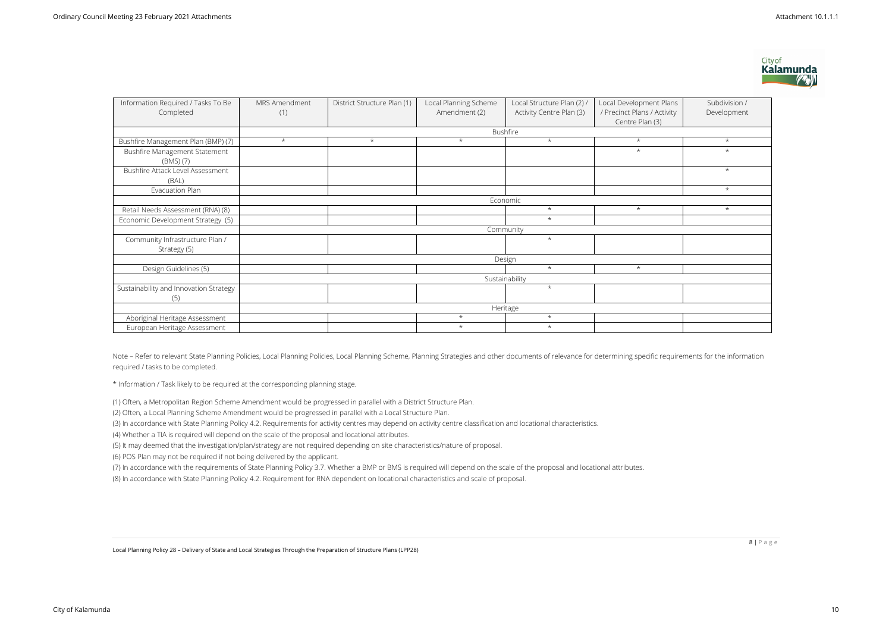| Information Required / Tasks To Be Completed | MRS Amendment (1) | District Structure Plan (1) | Local Planning Scheme Amendment (2) | Local Structure Plan (2) / Activity Centre Plan (3) | Local Development Plans / Precinct Plans / Activity Centre Plan (3) | Subdivision / Development |
|---|---|---|---|---|---|---|
| | Bushfire | | | | | |
| Bushfire Management Plan (BMP) (7) | * | * | * | * | * | * |
| Bushfire Management Statement (BMS) (7) | | | | | * | * |
| Bushfire Attack Level Assessment (BAL) | | | | | | * |
| Evacuation Plan | | | | | | * |
| | Economic | | | | | |
| Retail Needs Assessment (RNA) (8) | | | | * | * | * |
| Economic Development Strategy (5) | | | | * | | |
| | Community | | | | | |
| Community Infrastructure Plan / Strategy (5) | | | | * | | |
| | Design | | | | | |
| Design Guidelines (5) | | | | * | * | |
| | Sustainability | | | | | |
| Sustainability and Innovation Strategy (5) | | | | * | | |
| | Heritage | | | | | |
| Aboriginal Heritage Assessment | | | * | * | | |
| European Heritage Assessment | | | * | * | | |

Note – Refer to relevant State Planning Policies, Local Planning Policies, Local Planning Scheme, Planning Strategies and other documents of relevance for determining specific requirements for the information required / tasks to be completed.

* Information / Task likely to be required at the corresponding planning stage.

(1) Often, a Metropolitan Region Scheme Amendment would be progressed in parallel with a District Structure Plan.

(2) Often, a Local Planning Scheme Amendment would be progressed in parallel with a Local Structure Plan.

(3) In accordance with State Planning Policy 4.2. Requirements for activity centres may depend on activity centre classification and locational characteristics.

(4) Whether a TIA is required will depend on the scale of the proposal and locational attributes.

(5) It may deemed that the investigation/plan/strategy are not required depending on site characteristics/nature of proposal.

(6) POS Plan may not be required if not being delivered by the applicant.

(7) In accordance with the requirements of State Planning Policy 3.7. Whether a BMP or BMS is required will depend on the scale of the proposal and locational attributes.

(8) In accordance with State Planning Policy 4.2. Requirement for RNA dependent on locational characteristics and scale of proposal.